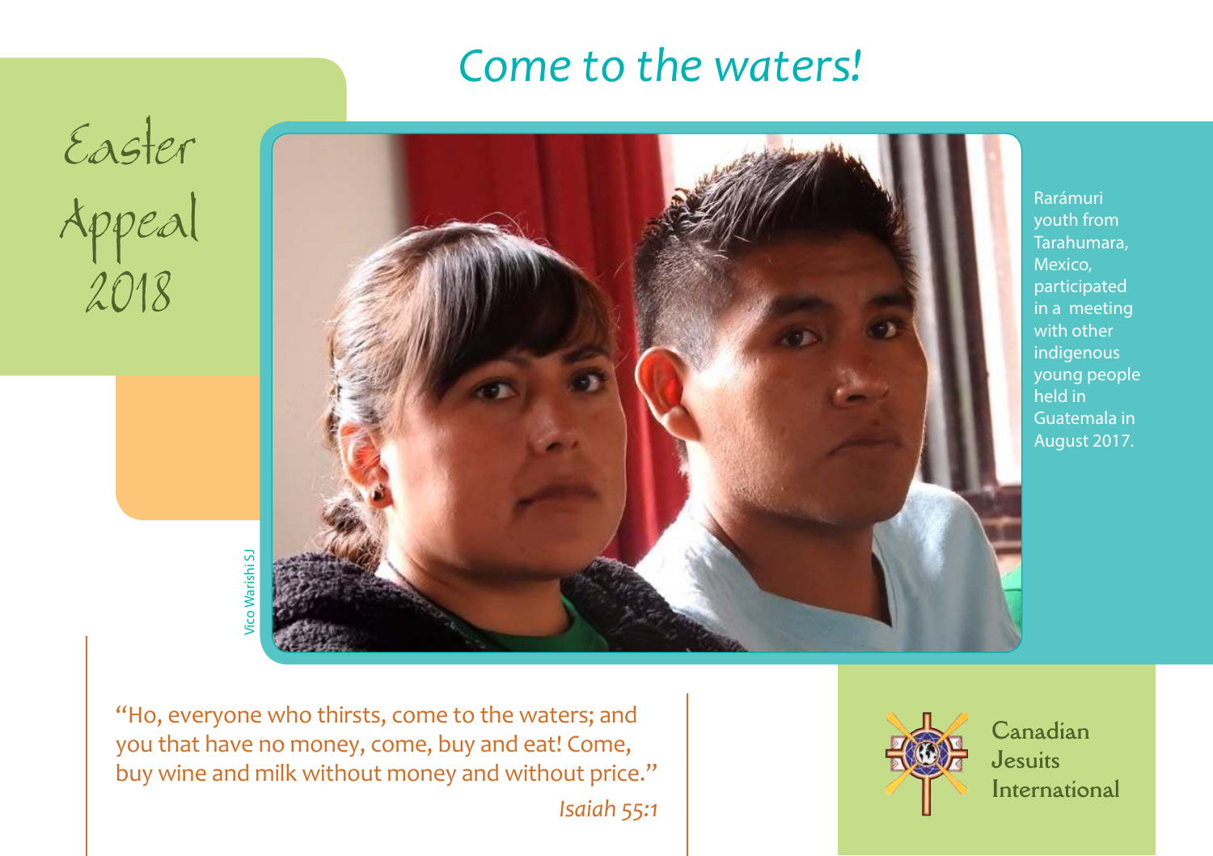# Come to the waters!

# Easter Appeal 2018

Vico Warishi SJ

Rarámuri youth from Tarahumara, Mexico, participated in a meeting with other indigenous young people held in Guatemala in August 2017.

"Ho, everyone who thirsts, come to the waters; and you that have no money, come, buy and eat! Come, buy wine and milk without money and without price."

*Isaiah 55:1*

Canadian Jesuits International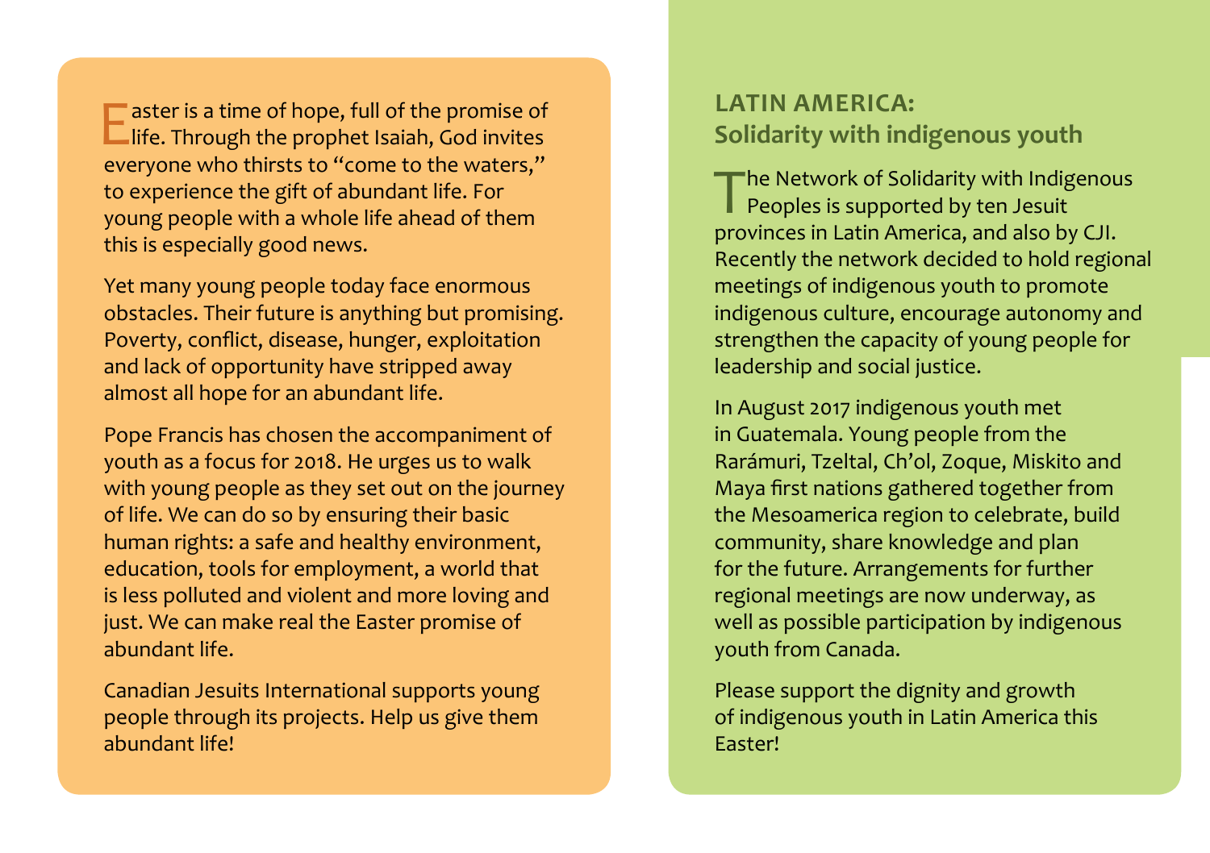Easter is a time of hope, full of the promise of life. Through the prophet Isaiah, God invites everyone who thirsts to "come to the waters," to experience the gift of abundant life. For young people with a whole life ahead of them this is especially good news.

Yet many young people today face enormous obstacles. Their future is anything but promising. Poverty, conflict, disease, hunger, exploitation and lack of opportunity have stripped away almost all hope for an abundant life.

Pope Francis has chosen the accompaniment of youth as a focus for 2018. He urges us to walk with young people as they set out on the journey of life. We can do so by ensuring their basic human rights: a safe and healthy environment, education, tools for employment, a world that is less polluted and violent and more loving and just. We can make real the Easter promise of abundant life.

Canadian Jesuits International supports young people through its projects. Help us give them abundant life!

## LATIN AMERICA: Solidarity with indigenous youth

The Network of Solidarity with Indigenous Peoples is supported by ten Jesuit provinces in Latin America, and also by CJI. Recently the network decided to hold regional meetings of indigenous youth to promote indigenous culture, encourage autonomy and strengthen the capacity of young people for leadership and social justice.

In August 2017 indigenous youth met in Guatemala. Young people from the Rarámuri, Tzeltal, Ch'ol, Zoque, Miskito and Maya first nations gathered together from the Mesoamerica region to celebrate, build community, share knowledge and plan for the future. Arrangements for further regional meetings are now underway, as well as possible participation by indigenous youth from Canada.

Please support the dignity and growth of indigenous youth in Latin America this Easter!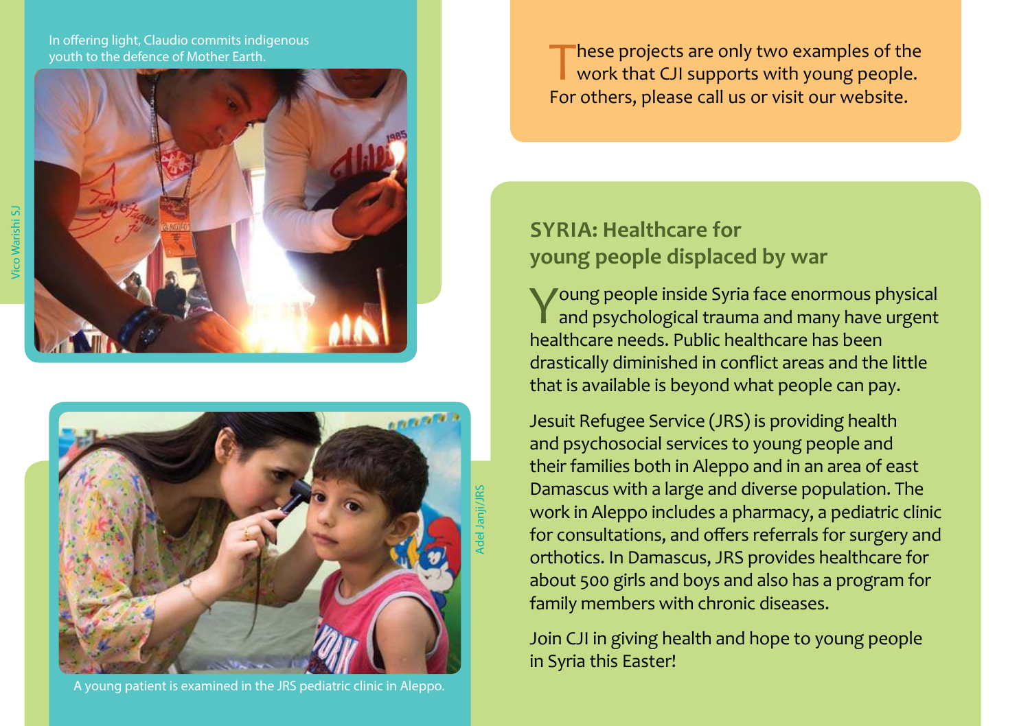In offering light, Claudio commits indigenous youth to the defence of Mother Earth.

Vico Warishi SJ

These projects are only two examples of the work that CJI supports with young people. For others, please call us or visit our website.

## SYRIA: Healthcare for young people displaced by war

Young people inside Syria face enormous physical and psychological trauma and many have urgent healthcare needs. Public healthcare has been drastically diminished in conflict areas and the little that is available is beyond what people can pay.

Jesuit Refugee Service (JRS) is providing health and psychosocial services to young people and their families both in Aleppo and in an area of east Damascus with a large and diverse population. The work in Aleppo includes a pharmacy, a pediatric clinic for consultations, and offers referrals for surgery and orthotics. In Damascus, JRS provides healthcare for about 500 girls and boys and also has a program for family members with chronic diseases.

Join CJI in giving health and hope to young people in Syria this Easter!

Adel Janji/JRS

A young patient is examined in the JRS pediatric clinic in Aleppo.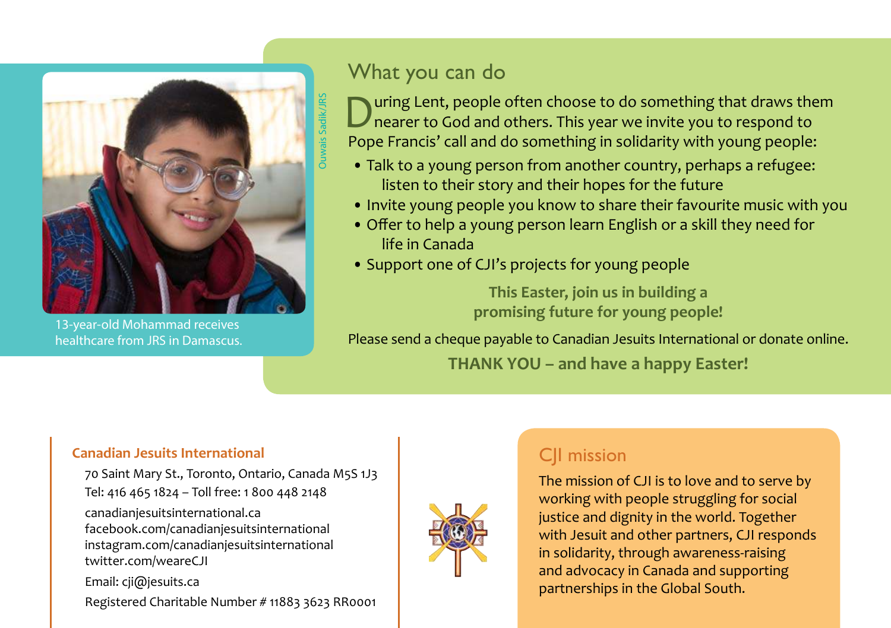13-year-old Mohammad receives healthcare from JRS in Damascus.

Ouwais Sadik/JRS

## What you can do

During Lent, people often choose to do something that draws them nearer to God and others. This year we invite you to respond to Pope Francis' call and do something in solidarity with young people:

- Talk to a young person from another country, perhaps a refugee: listen to their story and their hopes for the future
- Invite young people you know to share their favourite music with you
- Offer to help a young person learn English or a skill they need for life in Canada
- Support one of CJI's projects for young people

**This Easter, join us in building a promising future for young people!**

Please send a cheque payable to Canadian Jesuits International or donate online.

**THANK YOU – and have a happy Easter!**

**Canadian Jesuits International**

70 Saint Mary St., Toronto, Ontario, Canada M5S 1J3
Tel: 416 465 1824 – Toll free: 1 800 448 2148

canadianjesuitsinternational.ca
facebook.com/canadianjesuitsinternational
instagram.com/canadianjesuitsinternational
twitter.com/weareCJI

Email: cji@jesuits.ca

Registered Charitable Number # 11883 3623 RR0001

## CJI mission

The mission of CJI is to love and to serve by working with people struggling for social justice and dignity in the world. Together with Jesuit and other partners, CJI responds in solidarity, through awareness-raising and advocacy in Canada and supporting partnerships in the Global South.